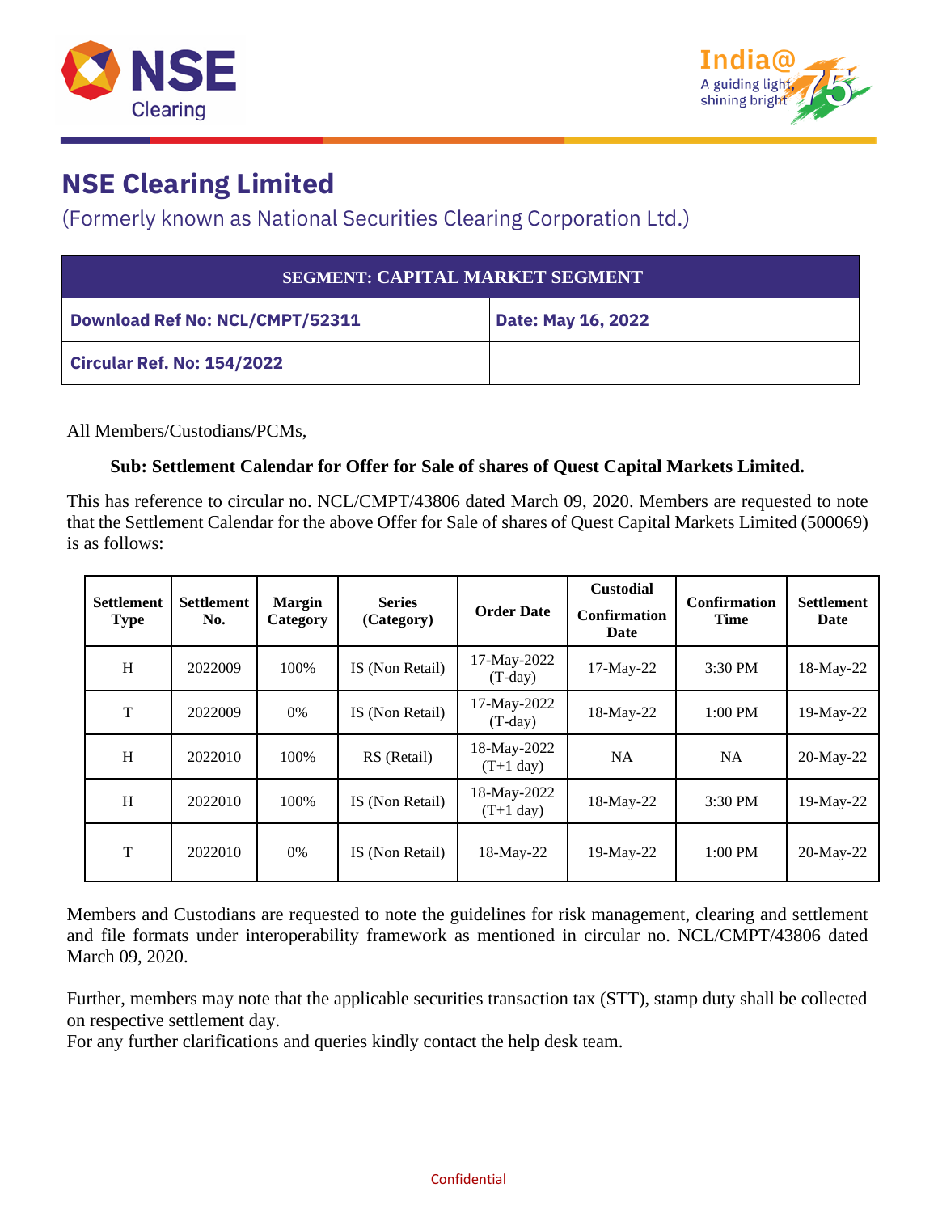# NSE Clearing Limited

(Formerly known as National Securities Clearing Corporation Ltd.)

| SEGMENT: CAPITAL MARKET SEGMENT | |
|---|---|
| **Download Ref No: NCL/CMPT/52311** | **Date: May 16, 2022** |
| **Circular Ref. No: 154/2022** | |

All Members/Custodians/PCMs,

**Sub: Settlement Calendar for Offer for Sale of shares of Quest Capital Markets Limited.**

This has reference to circular no. NCL/CMPT/43806 dated March 09, 2020. Members are requested to note that the Settlement Calendar for the above Offer for Sale of shares of Quest Capital Markets Limited (500069) is as follows:

| Settlement Type | Settlement No. | Margin Category | Series (Category) | Order Date | Custodial Confirmation Date | Confirmation Time | Settlement Date |
|---|---|---|---|---|---|---|---|
| H | 2022009 | 100% | IS (Non Retail) | 17-May-2022 (T-day) | 17-May-22 | 3:30 PM | 18-May-22 |
| T | 2022009 | 0% | IS (Non Retail) | 17-May-2022 (T-day) | 18-May-22 | 1:00 PM | 19-May-22 |
| H | 2022010 | 100% | RS (Retail) | 18-May-2022 (T+1 day) | NA | NA | 20-May-22 |
| H | 2022010 | 100% | IS (Non Retail) | 18-May-2022 (T+1 day) | 18-May-22 | 3:30 PM | 19-May-22 |
| T | 2022010 | 0% | IS (Non Retail) | 18-May-22 | 19-May-22 | 1:00 PM | 20-May-22 |

Members and Custodians are requested to note the guidelines for risk management, clearing and settlement and file formats under interoperability framework as mentioned in circular no. NCL/CMPT/43806 dated March 09, 2020.

Further, members may note that the applicable securities transaction tax (STT), stamp duty shall be collected on respective settlement day.

For any further clarifications and queries kindly contact the help desk team.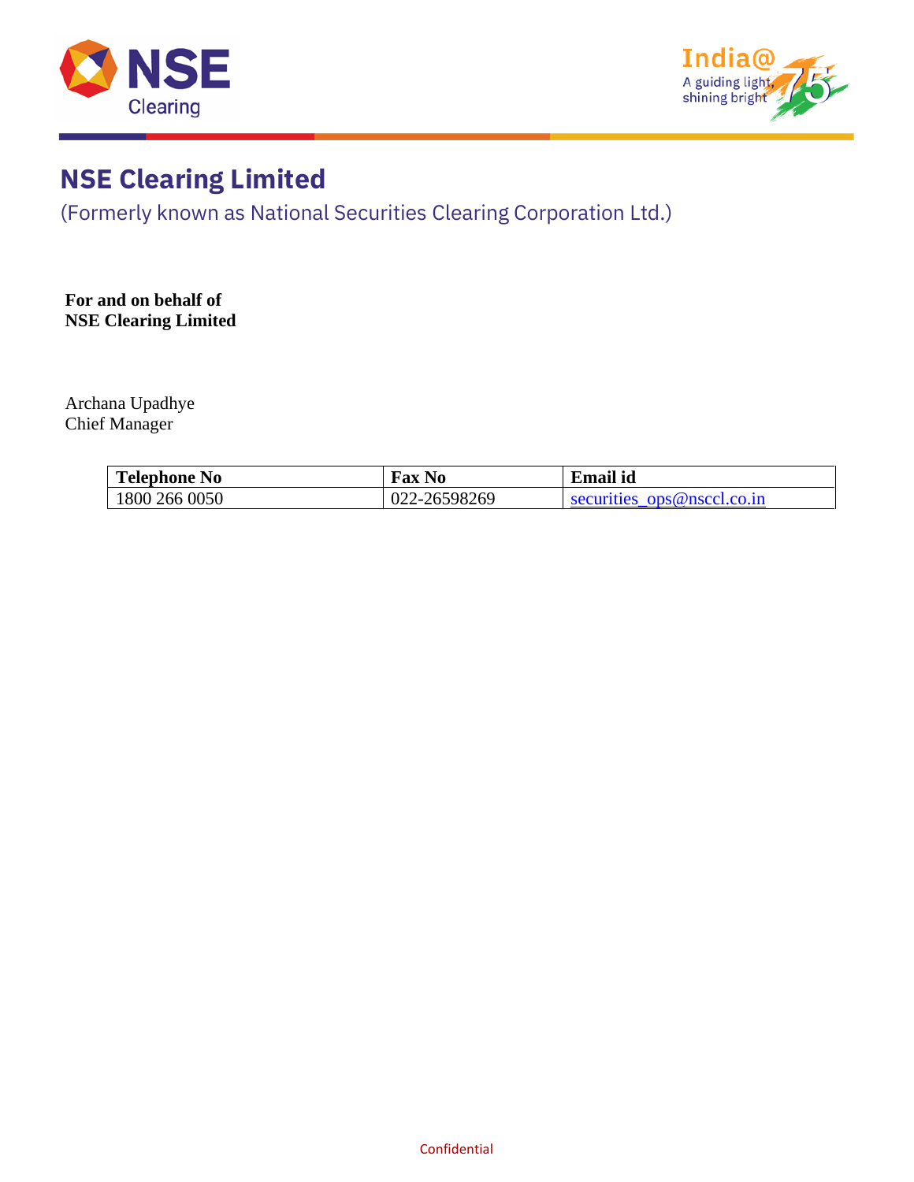# NSE Clearing Limited

(Formerly known as National Securities Clearing Corporation Ltd.)

**For and on behalf of**
**NSE Clearing Limited**

Archana Upadhye
Chief Manager

| Telephone No | Fax No | Email id |
|---|---|---|
| 1800 266 0050 | 022-26598269 | securities_ops@nsccl.co.in |

Confidential